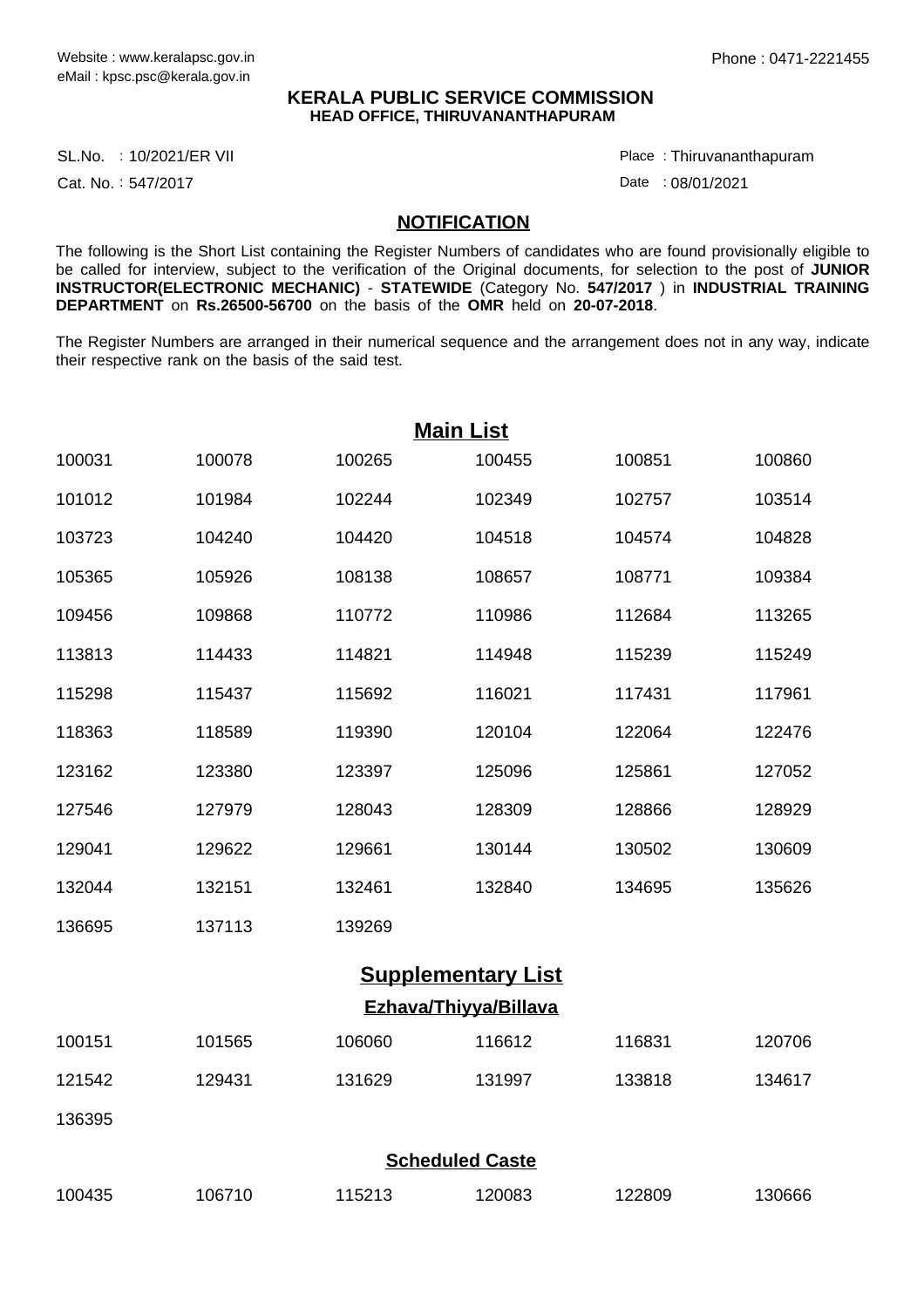Website : www.keralapsc.gov.in
eMail : kpsc.psc@kerala.gov.in

Phone : 0471-2221455

**KERALA PUBLIC SERVICE COMMISSION**
**HEAD OFFICE, THIRUVANANTHAPURAM**

SL.No. : 10/2021/ER VII
Cat. No. : 547/2017

Place : Thiruvananthapuram
Date : 08/01/2021

## NOTIFICATION

The following is the Short List containing the Register Numbers of candidates who are found provisionally eligible to be called for interview, subject to the verification of the Original documents, for selection to the post of **JUNIOR INSTRUCTOR(ELECTRONIC MECHANIC)** - **STATEWIDE** (Category No. **547/2017** ) in **INDUSTRIAL TRAINING DEPARTMENT** on **Rs.26500-56700** on the basis of the **OMR** held on **20-07-2018**.

The Register Numbers are arranged in their numerical sequence and the arrangement does not in any way, indicate their respective rank on the basis of the said test.

## Main List

| | | | | | |
|---|---|---|---|---|---|
| 100031 | 100078 | 100265 | 100455 | 100851 | 100860 |
| 101012 | 101984 | 102244 | 102349 | 102757 | 103514 |
| 103723 | 104240 | 104420 | 104518 | 104574 | 104828 |
| 105365 | 105926 | 108138 | 108657 | 108771 | 109384 |
| 109456 | 109868 | 110772 | 110986 | 112684 | 113265 |
| 113813 | 114433 | 114821 | 114948 | 115239 | 115249 |
| 115298 | 115437 | 115692 | 116021 | 117431 | 117961 |
| 118363 | 118589 | 119390 | 120104 | 122064 | 122476 |
| 123162 | 123380 | 123397 | 125096 | 125861 | 127052 |
| 127546 | 127979 | 128043 | 128309 | 128866 | 128929 |
| 129041 | 129622 | 129661 | 130144 | 130502 | 130609 |
| 132044 | 132151 | 132461 | 132840 | 134695 | 135626 |
| 136695 | 137113 | 139269 | | | |

## Supplementary List

### Ezhava/Thiyya/Billava

| | | | | | |
|---|---|---|---|---|---|
| 100151 | 101565 | 106060 | 116612 | 116831 | 120706 |
| 121542 | 129431 | 131629 | 131997 | 133818 | 134617 |
| 136395 | | | | | |

### Scheduled Caste

| | | | | | |
|---|---|---|---|---|---|
| 100435 | 106710 | 115213 | 120083 | 122809 | 130666 |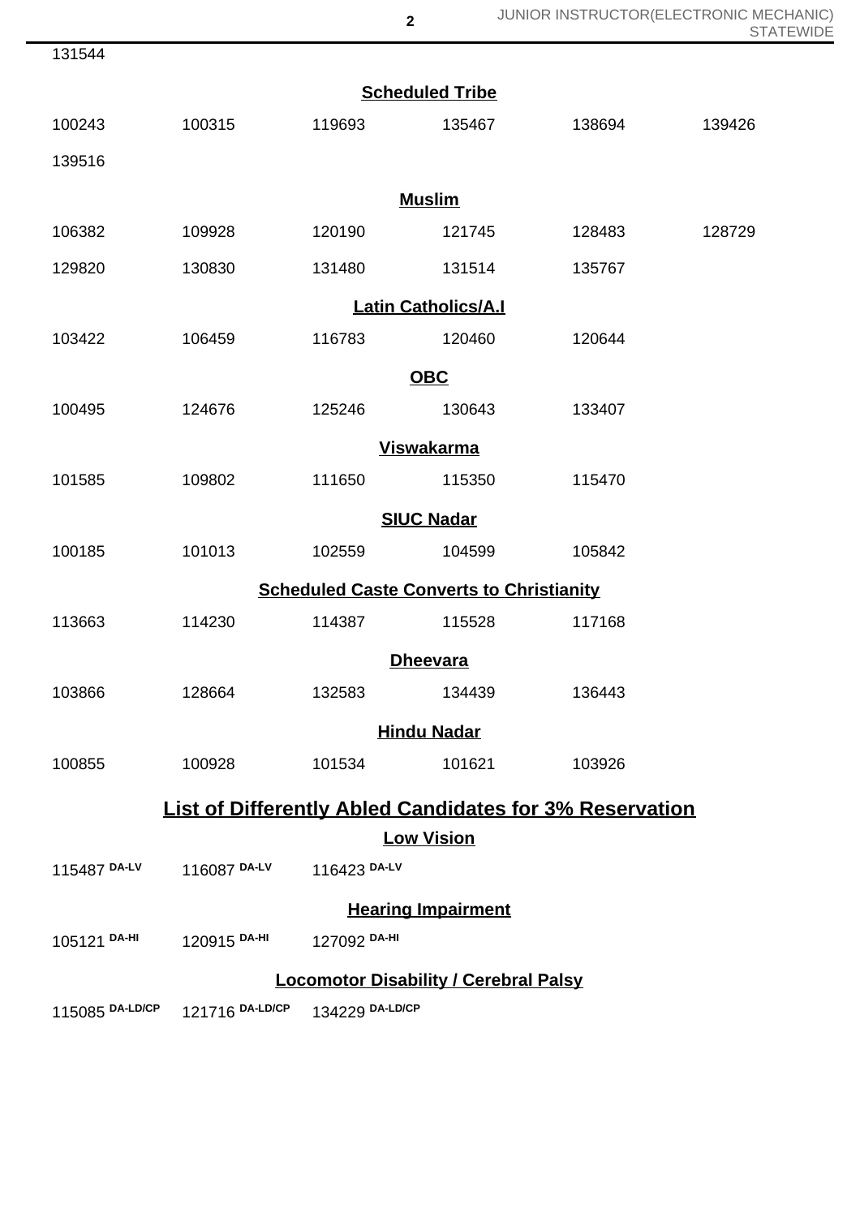131544

### Scheduled Tribe

| | | | | | |
|---|---|---|---|---|---|
| 100243 | 100315 | 119693 | 135467 | 138694 | 139426 |
| 139516 | | | | | |

### Muslim

| | | | | | |
|---|---|---|---|---|---|
| 106382 | 109928 | 120190 | 121745 | 128483 | 128729 |
| 129820 | 130830 | 131480 | 131514 | 135767 | |

### Latin Catholics/A.I

| | | | | |
|---|---|---|---|---|
| 103422 | 106459 | 116783 | 120460 | 120644 |

### OBC

| | | | | |
|---|---|---|---|---|
| 100495 | 124676 | 125246 | 130643 | 133407 |

### Viswakarma

| | | | | |
|---|---|---|---|---|
| 101585 | 109802 | 111650 | 115350 | 115470 |

### SIUC Nadar

| | | | | |
|---|---|---|---|---|
| 100185 | 101013 | 102559 | 104599 | 105842 |

### Scheduled Caste Converts to Christianity

| | | | | |
|---|---|---|---|---|
| 113663 | 114230 | 114387 | 115528 | 117168 |

### Dheevara

| | | | | |
|---|---|---|---|---|
| 103866 | 128664 | 132583 | 134439 | 136443 |

### Hindu Nadar

| | | | | |
|---|---|---|---|---|
| 100855 | 100928 | 101534 | 101621 | 103926 |

## List of Differently Abled Candidates for 3% Reservation

### Low Vision

| | | |
|---|---|---|
| 115487 DA-LV | 116087 DA-LV | 116423 DA-LV |

### Hearing Impairment

| | | |
|---|---|---|
| 105121 DA-HI | 120915 DA-HI | 127092 DA-HI |

### Locomotor Disability / Cerebral Palsy

| | | |
|---|---|---|
| 115085 DA-LD/CP | 121716 DA-LD/CP | 134229 DA-LD/CP |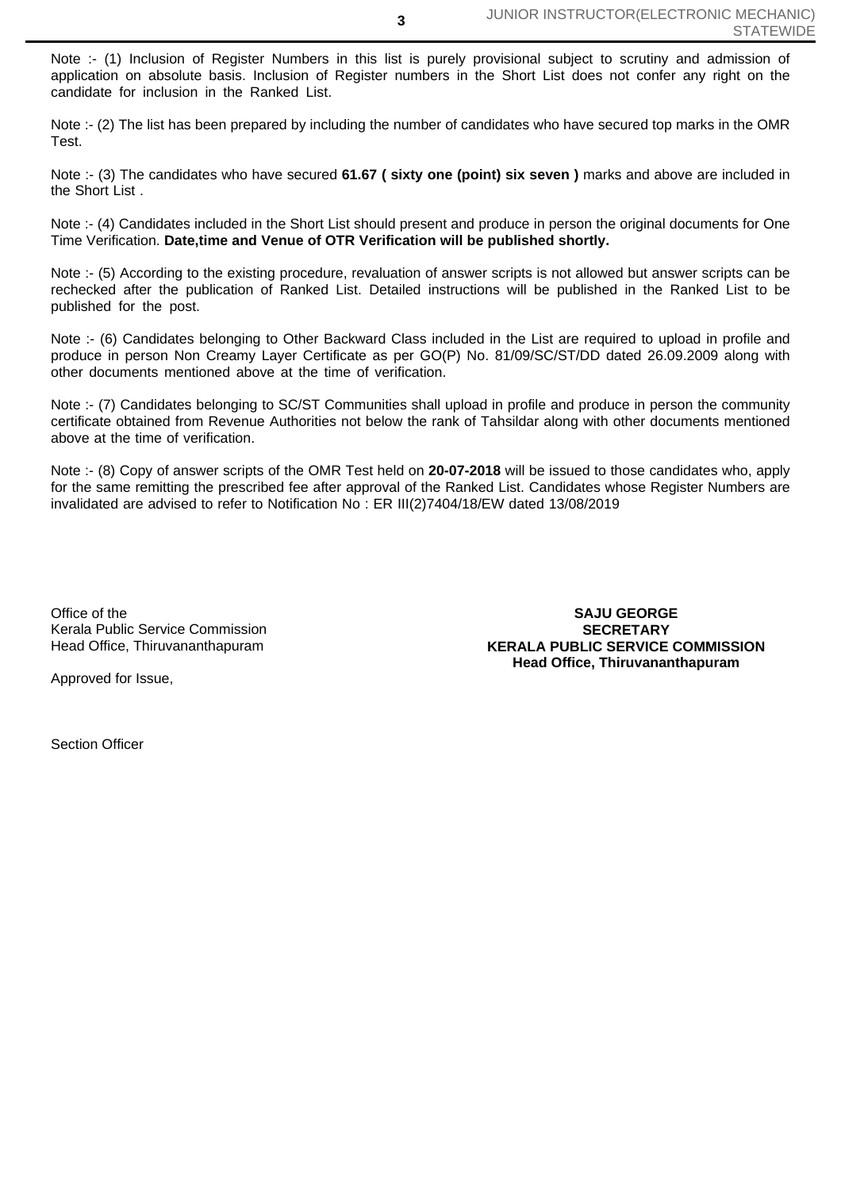Note :- (1) Inclusion of Register Numbers in this list is purely provisional subject to scrutiny and admission of application on absolute basis. Inclusion of Register numbers in the Short List does not confer any right on the candidate for inclusion in the Ranked List.

Note :- (2) The list has been prepared by including the number of candidates who have secured top marks in the OMR Test.

Note :- (3) The candidates who have secured **61.67 ( sixty one (point) six seven )** marks and above are included in the Short List .

Note :- (4) Candidates included in the Short List should present and produce in person the original documents for One Time Verification. **Date,time and Venue of OTR Verification will be published shortly.**

Note :- (5) According to the existing procedure, revaluation of answer scripts is not allowed but answer scripts can be rechecked after the publication of Ranked List. Detailed instructions will be published in the Ranked List to be published for the post.

Note :- (6) Candidates belonging to Other Backward Class included in the List are required to upload in profile and produce in person Non Creamy Layer Certificate as per GO(P) No. 81/09/SC/ST/DD dated 26.09.2009 along with other documents mentioned above at the time of verification.

Note :- (7) Candidates belonging to SC/ST Communities shall upload in profile and produce in person the community certificate obtained from Revenue Authorities not below the rank of Tahsildar along with other documents mentioned above at the time of verification.

Note :- (8) Copy of answer scripts of the OMR Test held on **20-07-2018** will be issued to those candidates who, apply for the same remitting the prescribed fee after approval of the Ranked List. Candidates whose Register Numbers are invalidated are advised to refer to Notification No : ER III(2)7404/18/EW dated 13/08/2019

Office of the
Kerala Public Service Commission
Head Office, Thiruvananthapuram

**SAJU GEORGE**
**SECRETARY**
**KERALA PUBLIC SERVICE COMMISSION**
**Head Office, Thiruvananthapuram**

Approved for Issue,

Section Officer